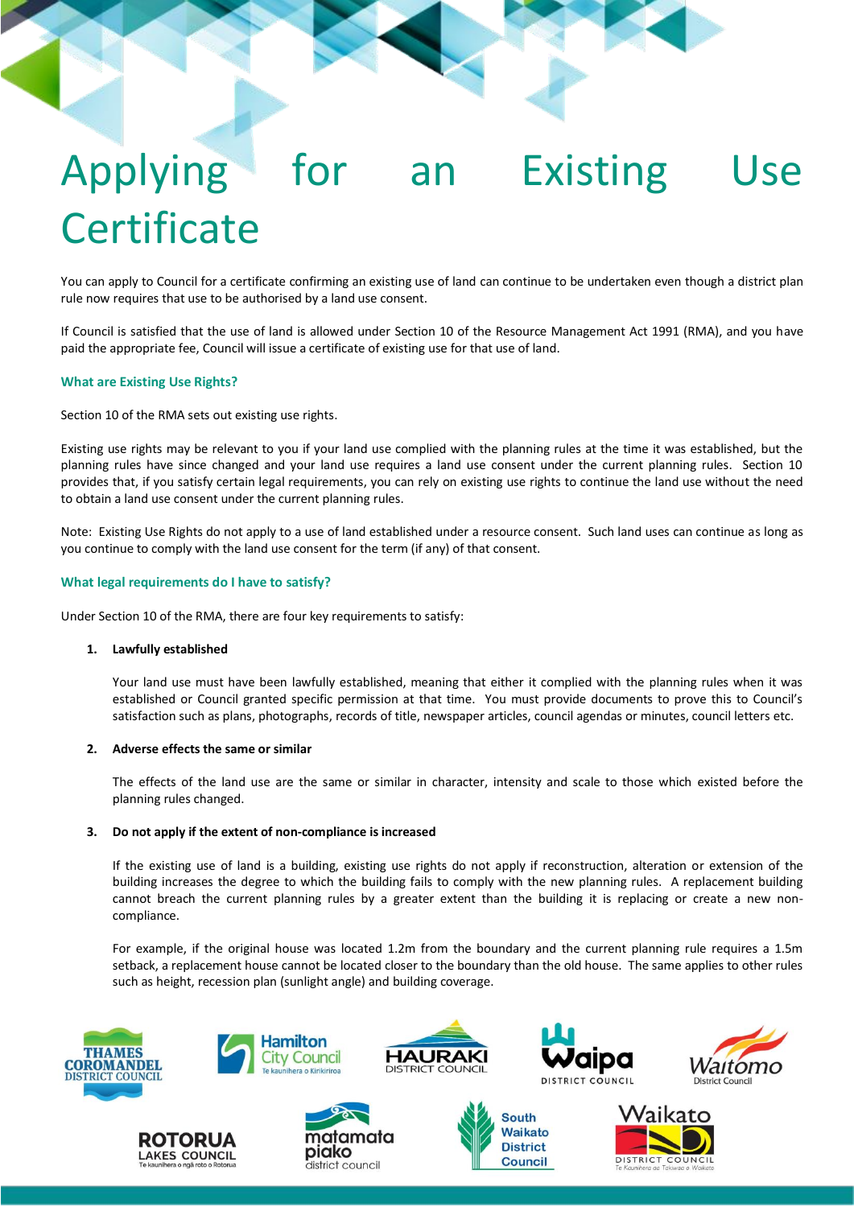# Applying for an Existing Use Certificate

You can apply to Council for a certificate confirming an existing use of land can continue to be undertaken even though a district plan rule now requires that use to be authorised by a land use consent.

If Council is satisfied that the use of land is allowed under Section 10 of the Resource Management Act 1991 (RMA), and you have paid the appropriate fee, Council will issue a certificate of existing use for that use of land.

### What are Existing Use Rights?

Section 10 of the RMA sets out existing use rights.

Existing use rights may be relevant to you if your land use complied with the planning rules at the time it was established, but the planning rules have since changed and your land use requires a land use consent under the current planning rules. Section 10 provides that, if you satisfy certain legal requirements, you can rely on existing use rights to continue the land use without the need to obtain a land use consent under the current planning rules.

Note: Existing Use Rights do not apply to a use of land established under a resource consent. Such land uses can continue as long as you continue to comply with the land use consent for the term (if any) of that consent.

### What legal requirements do I have to satisfy?

Under Section 10 of the RMA, there are four key requirements to satisfy:

1. **Lawfully established**

   Your land use must have been lawfully established, meaning that either it complied with the planning rules when it was established or Council granted specific permission at that time. You must provide documents to prove this to Council's satisfaction such as plans, photographs, records of title, newspaper articles, council agendas or minutes, council letters etc.

2. **Adverse effects the same or similar**

   The effects of the land use are the same or similar in character, intensity and scale to those which existed before the planning rules changed.

3. **Do not apply if the extent of non-compliance is increased**

   If the existing use of land is a building, existing use rights do not apply if reconstruction, alteration or extension of the building increases the degree to which the building fails to comply with the new planning rules. A replacement building cannot breach the current planning rules by a greater extent than the building it is replacing or create a new non-compliance.

   For example, if the original house was located 1.2m from the boundary and the current planning rule requires a 1.5m setback, a replacement house cannot be located closer to the boundary than the old house. The same applies to other rules such as height, recession plan (sunlight angle) and building coverage.

Thames Coromandel District Council | Hamilton City Council – Te kaunihera o Kirikiriroa | Hauraki District Council | Waipa District Council | Waitomo District Council | Rotorua Lakes Council – Te kaunihera o ngā roto o Rotorua | Matamata Piako District Council | South Waikato District Council | Waikato District Council – Te Kaunihera aa Takiwaa o Waikato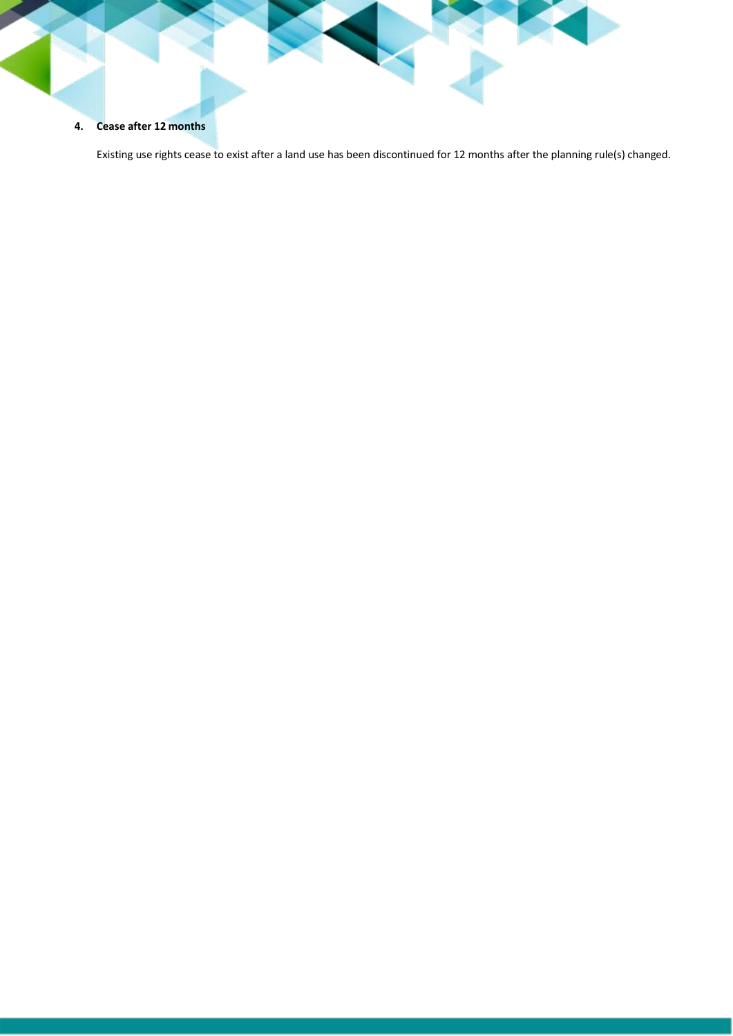4. **Cease after 12 months**

   Existing use rights cease to exist after a land use has been discontinued for 12 months after the planning rule(s) changed.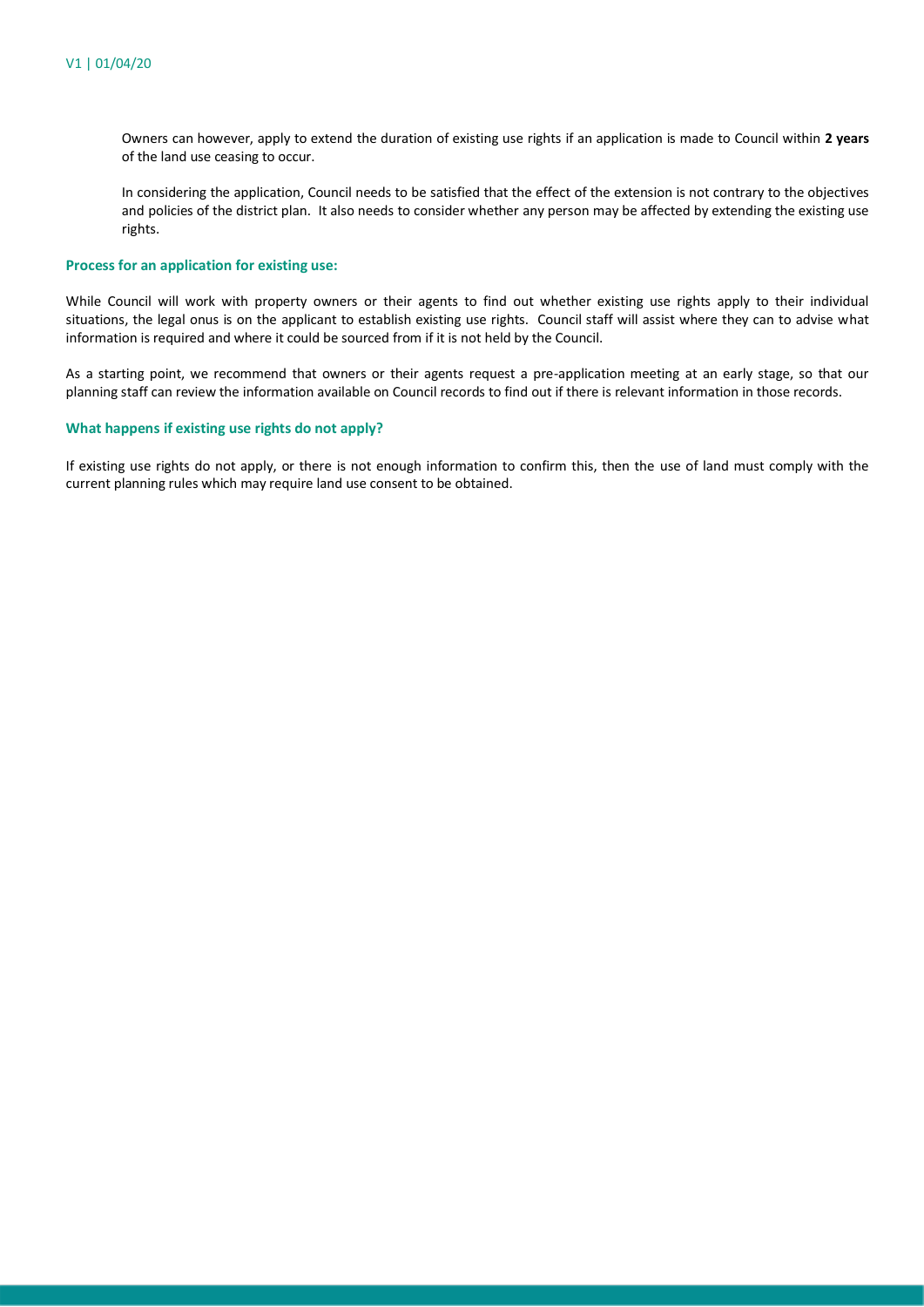Owners can however, apply to extend the duration of existing use rights if an application is made to Council within **2 years** of the land use ceasing to occur.

In considering the application, Council needs to be satisfied that the effect of the extension is not contrary to the objectives and policies of the district plan. It also needs to consider whether any person may be affected by extending the existing use rights.

### Process for an application for existing use:

While Council will work with property owners or their agents to find out whether existing use rights apply to their individual situations, the legal onus is on the applicant to establish existing use rights. Council staff will assist where they can to advise what information is required and where it could be sourced from if it is not held by the Council.

As a starting point, we recommend that owners or their agents request a pre-application meeting at an early stage, so that our planning staff can review the information available on Council records to find out if there is relevant information in those records.

### What happens if existing use rights do not apply?

If existing use rights do not apply, or there is not enough information to confirm this, then the use of land must comply with the current planning rules which may require land use consent to be obtained.